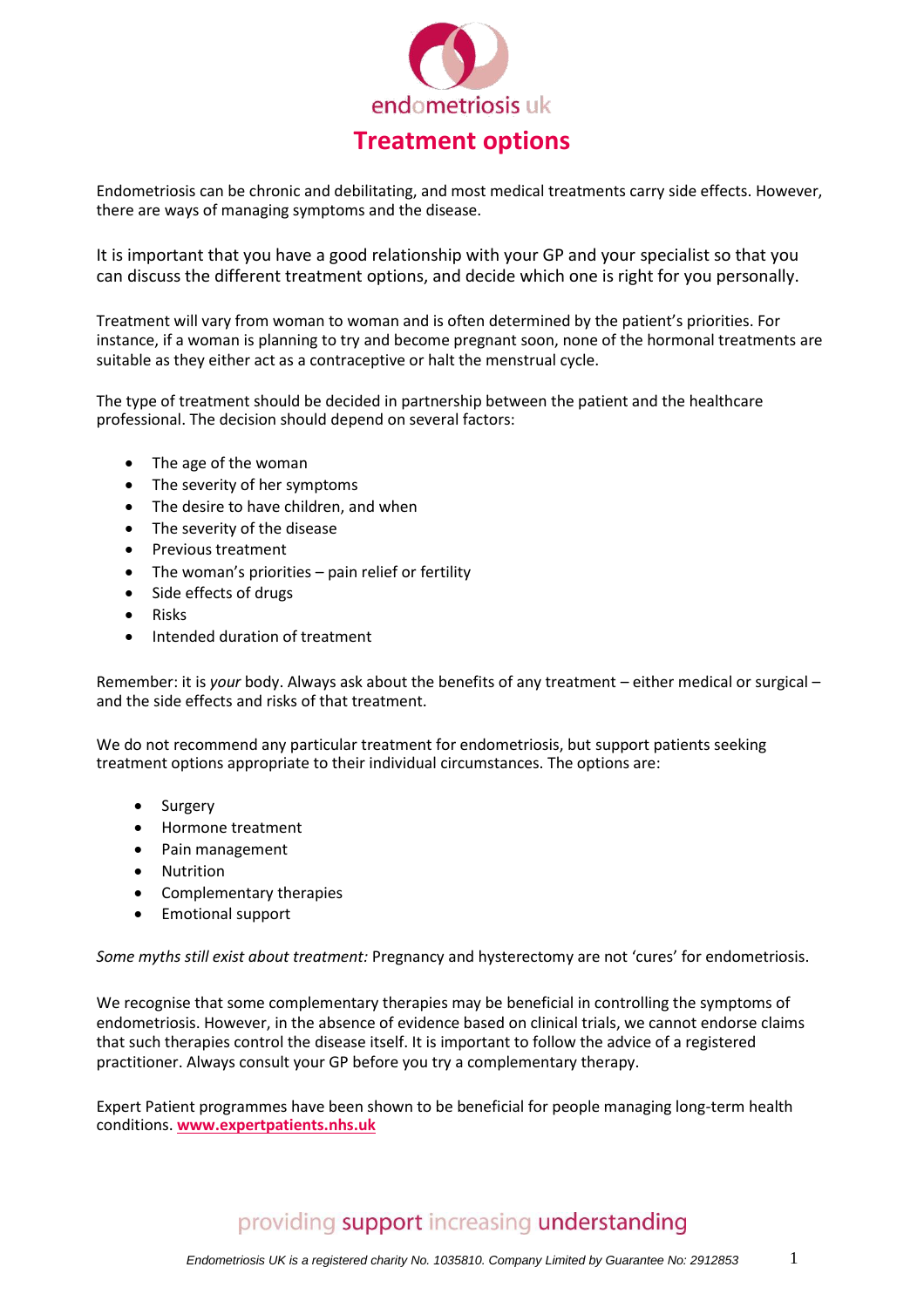endometriosis uk

# Treatment options

Endometriosis can be chronic and debilitating, and most medical treatments carry side effects. However, there are ways of managing symptoms and the disease.

It is important that you have a good relationship with your GP and your specialist so that you can discuss the different treatment options, and decide which one is right for you personally.

Treatment will vary from woman to woman and is often determined by the patient's priorities. For instance, if a woman is planning to try and become pregnant soon, none of the hormonal treatments are suitable as they either act as a contraceptive or halt the menstrual cycle.

The type of treatment should be decided in partnership between the patient and the healthcare professional. The decision should depend on several factors:

- The age of the woman
- The severity of her symptoms
- The desire to have children, and when
- The severity of the disease
- Previous treatment
- The woman's priorities – pain relief or fertility
- Side effects of drugs
- Risks
- Intended duration of treatment

Remember: it is *your* body. Always ask about the benefits of any treatment – either medical or surgical – and the side effects and risks of that treatment.

We do not recommend any particular treatment for endometriosis, but support patients seeking treatment options appropriate to their individual circumstances. The options are:

- Surgery
- Hormone treatment
- Pain management
- Nutrition
- Complementary therapies
- Emotional support

*Some myths still exist about treatment:* Pregnancy and hysterectomy are not 'cures' for endometriosis.

We recognise that some complementary therapies may be beneficial in controlling the symptoms of endometriosis. However, in the absence of evidence based on clinical trials, we cannot endorse claims that such therapies control the disease itself. It is important to follow the advice of a registered practitioner. Always consult your GP before you try a complementary therapy.

Expert Patient programmes have been shown to be beneficial for people managing long-term health conditions. **www.expertpatients.nhs.uk**

providing support increasing understanding

*Endometriosis UK is a registered charity No. 1035810. Company Limited by Guarantee No: 2912853*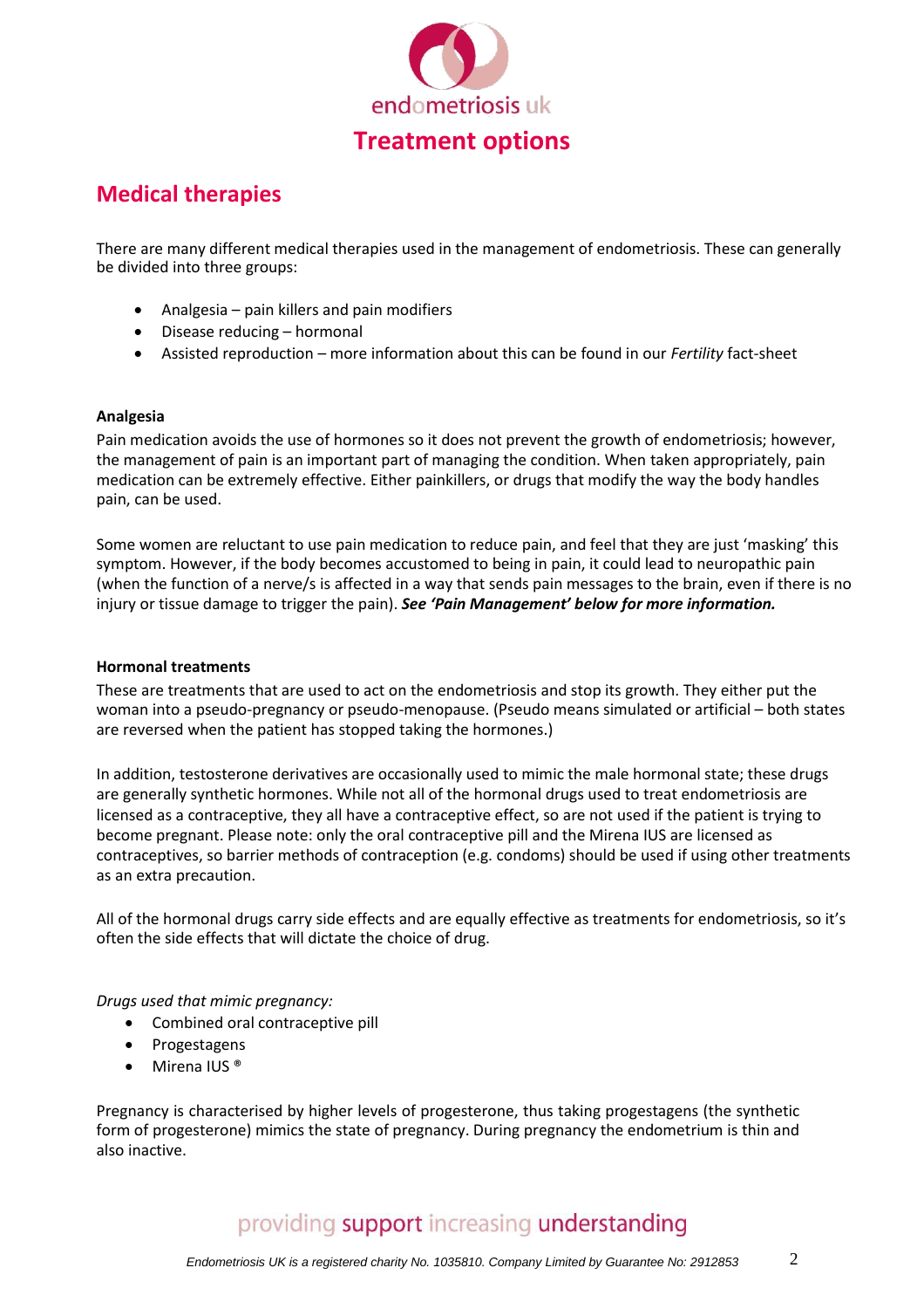# Treatment options

## Medical therapies

There are many different medical therapies used in the management of endometriosis. These can generally be divided into three groups:

- Analgesia – pain killers and pain modifiers
- Disease reducing – hormonal
- Assisted reproduction – more information about this can be found in our *Fertility* fact-sheet

**Analgesia**

Pain medication avoids the use of hormones so it does not prevent the growth of endometriosis; however, the management of pain is an important part of managing the condition. When taken appropriately, pain medication can be extremely effective. Either painkillers, or drugs that modify the way the body handles pain, can be used.

Some women are reluctant to use pain medication to reduce pain, and feel that they are just 'masking' this symptom. However, if the body becomes accustomed to being in pain, it could lead to neuropathic pain (when the function of a nerve/s is affected in a way that sends pain messages to the brain, even if there is no injury or tissue damage to trigger the pain). ***See 'Pain Management' below for more information.***

**Hormonal treatments**

These are treatments that are used to act on the endometriosis and stop its growth. They either put the woman into a pseudo-pregnancy or pseudo-menopause. (Pseudo means simulated or artificial – both states are reversed when the patient has stopped taking the hormones.)

In addition, testosterone derivatives are occasionally used to mimic the male hormonal state; these drugs are generally synthetic hormones. While not all of the hormonal drugs used to treat endometriosis are licensed as a contraceptive, they all have a contraceptive effect, so are not used if the patient is trying to become pregnant. Please note: only the oral contraceptive pill and the Mirena IUS are licensed as contraceptives, so barrier methods of contraception (e.g. condoms) should be used if using other treatments as an extra precaution.

All of the hormonal drugs carry side effects and are equally effective as treatments for endometriosis, so it's often the side effects that will dictate the choice of drug.

*Drugs used that mimic pregnancy:*

- Combined oral contraceptive pill
- Progestagens
- Mirena IUS ®

Pregnancy is characterised by higher levels of progesterone, thus taking progestagens (the synthetic form of progesterone) mimics the state of pregnancy. During pregnancy the endometrium is thin and also inactive.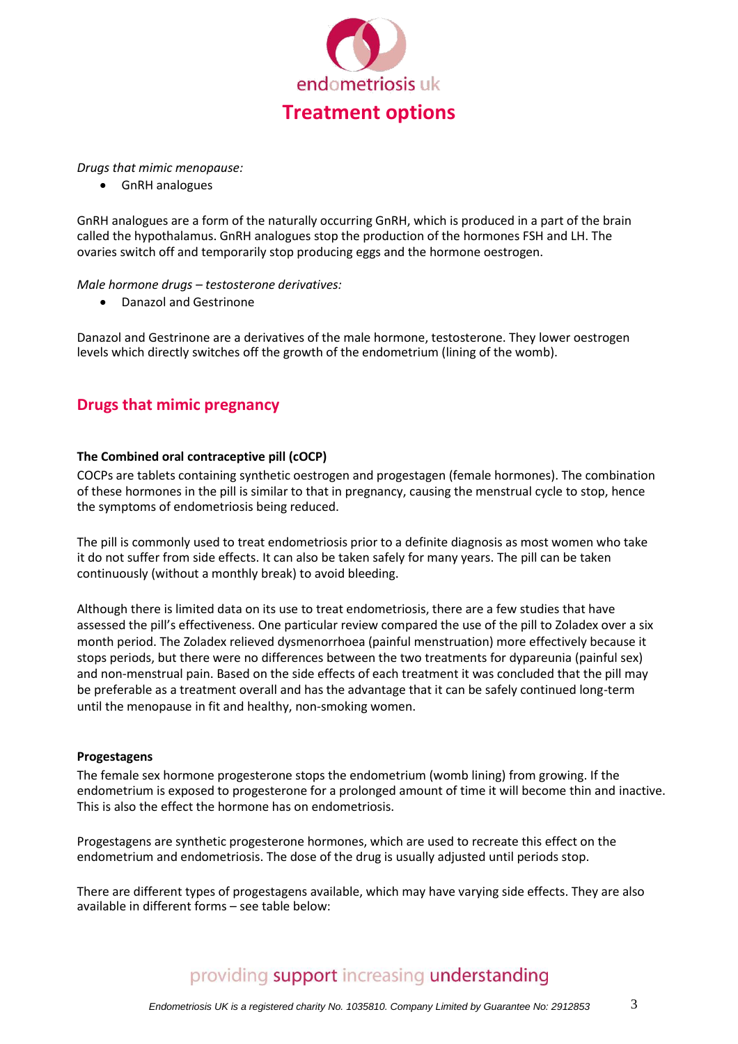*Drugs that mimic menopause:*

- GnRH analogues

GnRH analogues are a form of the naturally occurring GnRH, which is produced in a part of the brain called the hypothalamus. GnRH analogues stop the production of the hormones FSH and LH. The ovaries switch off and temporarily stop producing eggs and the hormone oestrogen.

*Male hormone drugs – testosterone derivatives:*

- Danazol and Gestrinone

Danazol and Gestrinone are a derivatives of the male hormone, testosterone. They lower oestrogen levels which directly switches off the growth of the endometrium (lining of the womb).

## Drugs that mimic pregnancy

**The Combined oral contraceptive pill (cOCP)**

COCPs are tablets containing synthetic oestrogen and progestagen (female hormones). The combination of these hormones in the pill is similar to that in pregnancy, causing the menstrual cycle to stop, hence the symptoms of endometriosis being reduced.

The pill is commonly used to treat endometriosis prior to a definite diagnosis as most women who take it do not suffer from side effects. It can also be taken safely for many years. The pill can be taken continuously (without a monthly break) to avoid bleeding.

Although there is limited data on its use to treat endometriosis, there are a few studies that have assessed the pill's effectiveness. One particular review compared the use of the pill to Zoladex over a six month period. The Zoladex relieved dysmenorrhoea (painful menstruation) more effectively because it stops periods, but there were no differences between the two treatments for dypareunia (painful sex) and non-menstrual pain. Based on the side effects of each treatment it was concluded that the pill may be preferable as a treatment overall and has the advantage that it can be safely continued long-term until the menopause in fit and healthy, non-smoking women.

**Progestagens**

The female sex hormone progesterone stops the endometrium (womb lining) from growing. If the endometrium is exposed to progesterone for a prolonged amount of time it will become thin and inactive. This is also the effect the hormone has on endometriosis.

Progestagens are synthetic progesterone hormones, which are used to recreate this effect on the endometrium and endometriosis. The dose of the drug is usually adjusted until periods stop.

There are different types of progestagens available, which may have varying side effects. They are also available in different forms – see table below: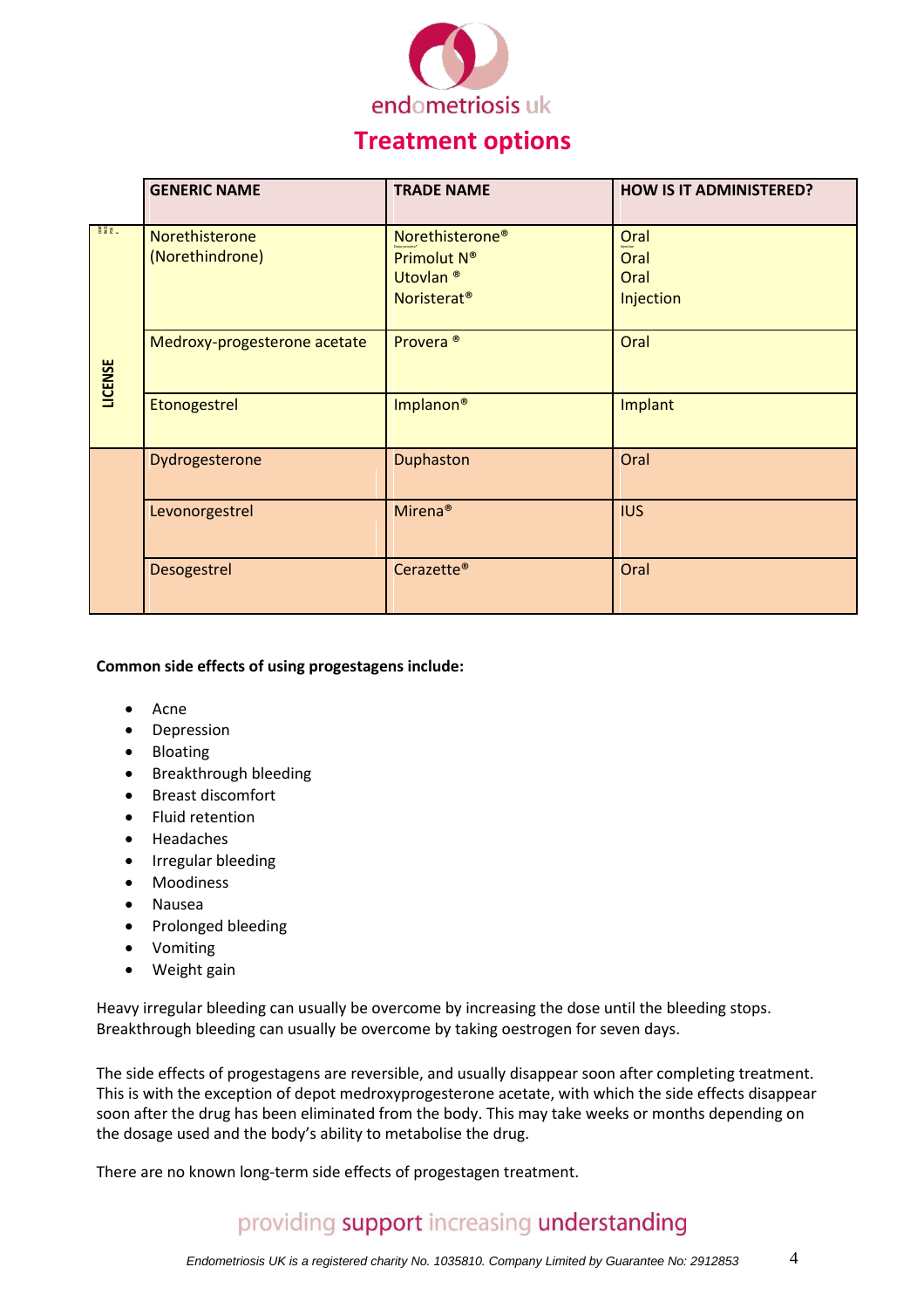endometriosis uk

# Treatment options

| | GENERIC NAME | TRADE NAME | HOW IS IT ADMINISTERED? |
|---|---|---|---|
| LICENSE | Norethisterone (Norethindrone) | Norethisterone®<br>Primolut N®<br>Utovlan ®<br>Noristerat® | Oral<br>Oral<br>Oral<br>Injection |
| | Medroxy-progesterone acetate | Provera ® | Oral |
| | Etonogestrel | Implanon® | Implant |
| | Dydrogesterone | Duphaston | Oral |
| | Levonorgestrel | Mirena® | IUS |
| | Desogestrel | Cerazette® | Oral |

**Common side effects of using progestagens include:**

- Acne
- Depression
- Bloating
- Breakthrough bleeding
- Breast discomfort
- Fluid retention
- Headaches
- Irregular bleeding
- Moodiness
- Nausea
- Prolonged bleeding
- Vomiting
- Weight gain

Heavy irregular bleeding can usually be overcome by increasing the dose until the bleeding stops. Breakthrough bleeding can usually be overcome by taking oestrogen for seven days.

The side effects of progestagens are reversible, and usually disappear soon after completing treatment. This is with the exception of depot medroxyprogesterone acetate, with which the side effects disappear soon after the drug has been eliminated from the body. This may take weeks or months depending on the dosage used and the body's ability to metabolise the drug.

There are no known long-term side effects of progestagen treatment.

providing support increasing understanding

*Endometriosis UK is a registered charity No. 1035810. Company Limited by Guarantee No: 2912853*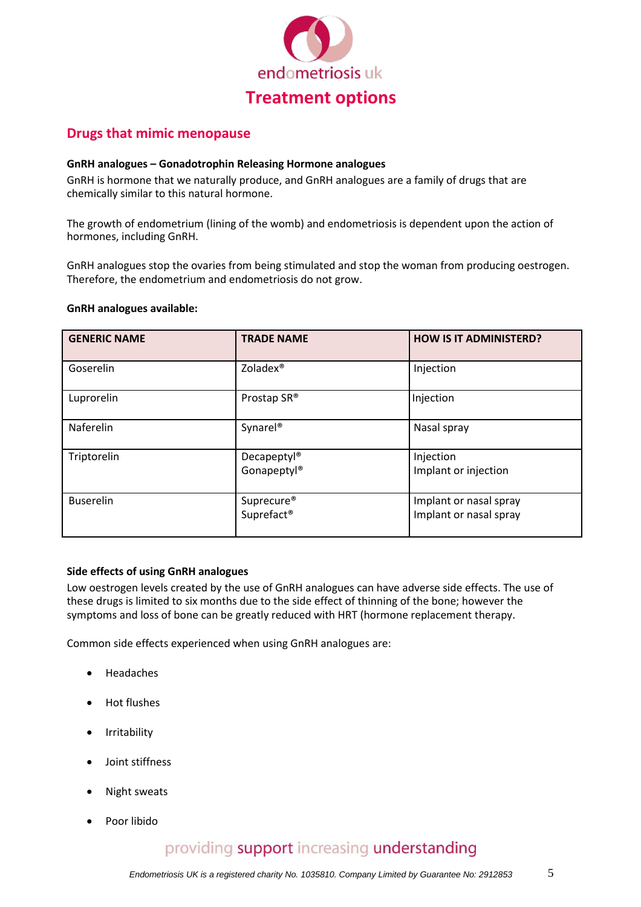# Treatment options

## Drugs that mimic menopause

**GnRH analogues – Gonadotrophin Releasing Hormone analogues**

GnRH is hormone that we naturally produce, and GnRH analogues are a family of drugs that are chemically similar to this natural hormone.

The growth of endometrium (lining of the womb) and endometriosis is dependent upon the action of hormones, including GnRH.

GnRH analogues stop the ovaries from being stimulated and stop the woman from producing oestrogen. Therefore, the endometrium and endometriosis do not grow.

**GnRH analogues available:**

| GENERIC NAME | TRADE NAME | HOW IS IT ADMINISTERED? |
|---|---|---|
| Goserelin | Zoladex® | Injection |
| Luprorelin | Prostap SR® | Injection |
| Naferelin | Synarel® | Nasal spray |
| Triptorelin | Decapeptyl®<br>Gonapeptyl® | Injection<br>Implant or injection |
| Buserelin | Suprecure®<br>Suprefact® | Implant or nasal spray<br>Implant or nasal spray |

**Side effects of using GnRH analogues**

Low oestrogen levels created by the use of GnRH analogues can have adverse side effects. The use of these drugs is limited to six months due to the side effect of thinning of the bone; however the symptoms and loss of bone can be greatly reduced with HRT (hormone replacement therapy.

Common side effects experienced when using GnRH analogues are:

- Headaches
- Hot flushes
- Irritability
- Joint stiffness
- Night sweats
- Poor libido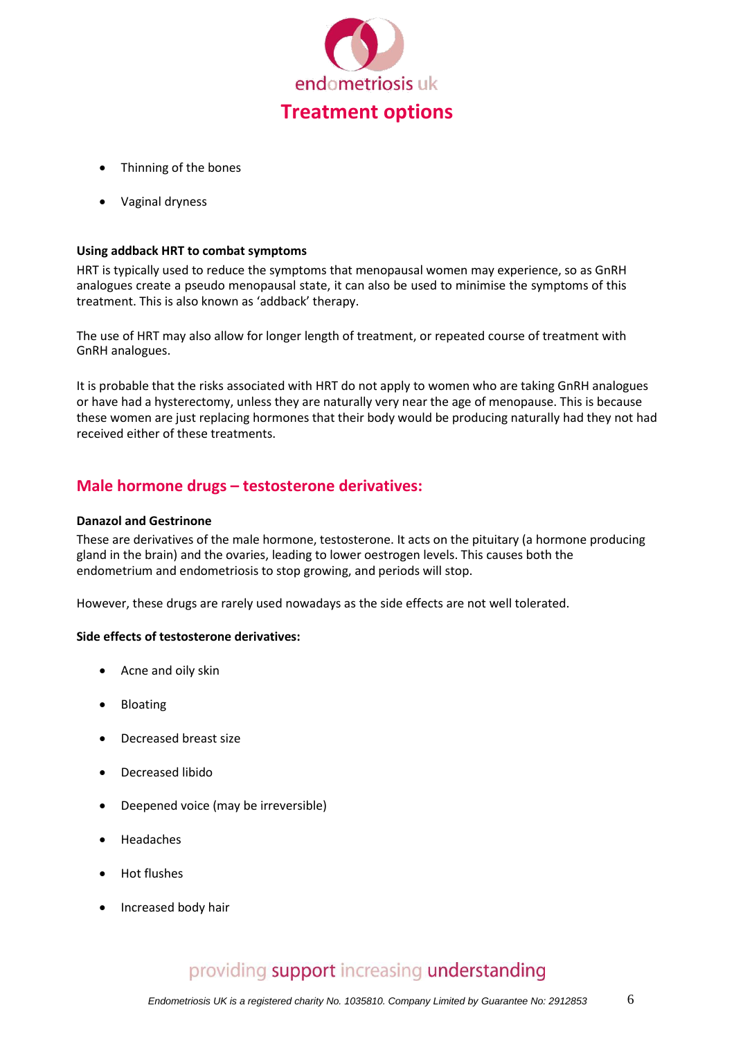- Thinning of the bones
- Vaginal dryness

**Using addback HRT to combat symptoms**

HRT is typically used to reduce the symptoms that menopausal women may experience, so as GnRH analogues create a pseudo menopausal state, it can also be used to minimise the symptoms of this treatment. This is also known as 'addback' therapy.

The use of HRT may also allow for longer length of treatment, or repeated course of treatment with GnRH analogues.

It is probable that the risks associated with HRT do not apply to women who are taking GnRH analogues or have had a hysterectomy, unless they are naturally very near the age of menopause. This is because these women are just replacing hormones that their body would be producing naturally had they not had received either of these treatments.

## Male hormone drugs – testosterone derivatives:

**Danazol and Gestrinone**

These are derivatives of the male hormone, testosterone. It acts on the pituitary (a hormone producing gland in the brain) and the ovaries, leading to lower oestrogen levels. This causes both the endometrium and endometriosis to stop growing, and periods will stop.

However, these drugs are rarely used nowadays as the side effects are not well tolerated.

**Side effects of testosterone derivatives:**

- Acne and oily skin
- Bloating
- Decreased breast size
- Decreased libido
- Deepened voice (may be irreversible)
- Headaches
- Hot flushes
- Increased body hair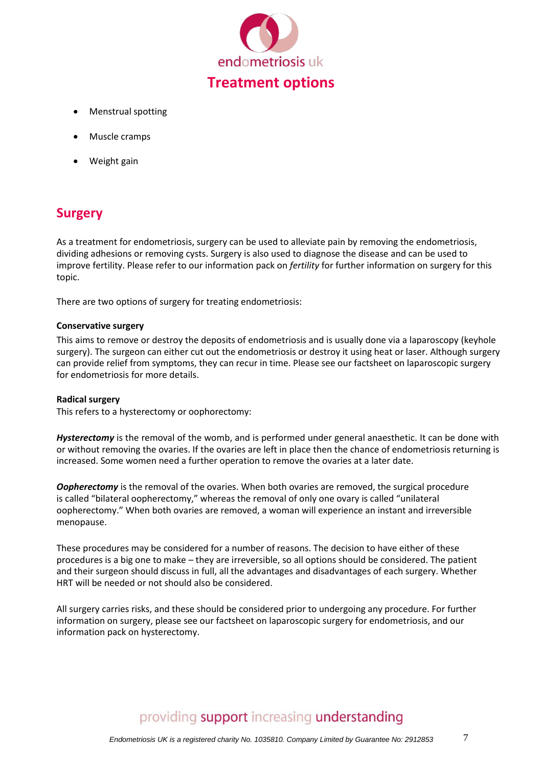- Menstrual spotting
- Muscle cramps
- Weight gain

## Surgery

As a treatment for endometriosis, surgery can be used to alleviate pain by removing the endometriosis, dividing adhesions or removing cysts. Surgery is also used to diagnose the disease and can be used to improve fertility. Please refer to our information pack on *fertility* for further information on surgery for this topic.

There are two options of surgery for treating endometriosis:

**Conservative surgery**

This aims to remove or destroy the deposits of endometriosis and is usually done via a laparoscopy (keyhole surgery). The surgeon can either cut out the endometriosis or destroy it using heat or laser. Although surgery can provide relief from symptoms, they can recur in time. Please see our factsheet on laparoscopic surgery for endometriosis for more details.

**Radical surgery**

This refers to a hysterectomy or oophorectomy:

***Hysterectomy*** is the removal of the womb, and is performed under general anaesthetic. It can be done with or without removing the ovaries. If the ovaries are left in place then the chance of endometriosis returning is increased. Some women need a further operation to remove the ovaries at a later date.

***Oopherectomy*** is the removal of the ovaries. When both ovaries are removed, the surgical procedure is called "bilateral oopherectomy," whereas the removal of only one ovary is called "unilateral oopherectomy." When both ovaries are removed, a woman will experience an instant and irreversible menopause.

These procedures may be considered for a number of reasons. The decision to have either of these procedures is a big one to make – they are irreversible, so all options should be considered. The patient and their surgeon should discuss in full, all the advantages and disadvantages of each surgery. Whether HRT will be needed or not should also be considered.

All surgery carries risks, and these should be considered prior to undergoing any procedure. For further information on surgery, please see our factsheet on laparoscopic surgery for endometriosis, and our information pack on hysterectomy.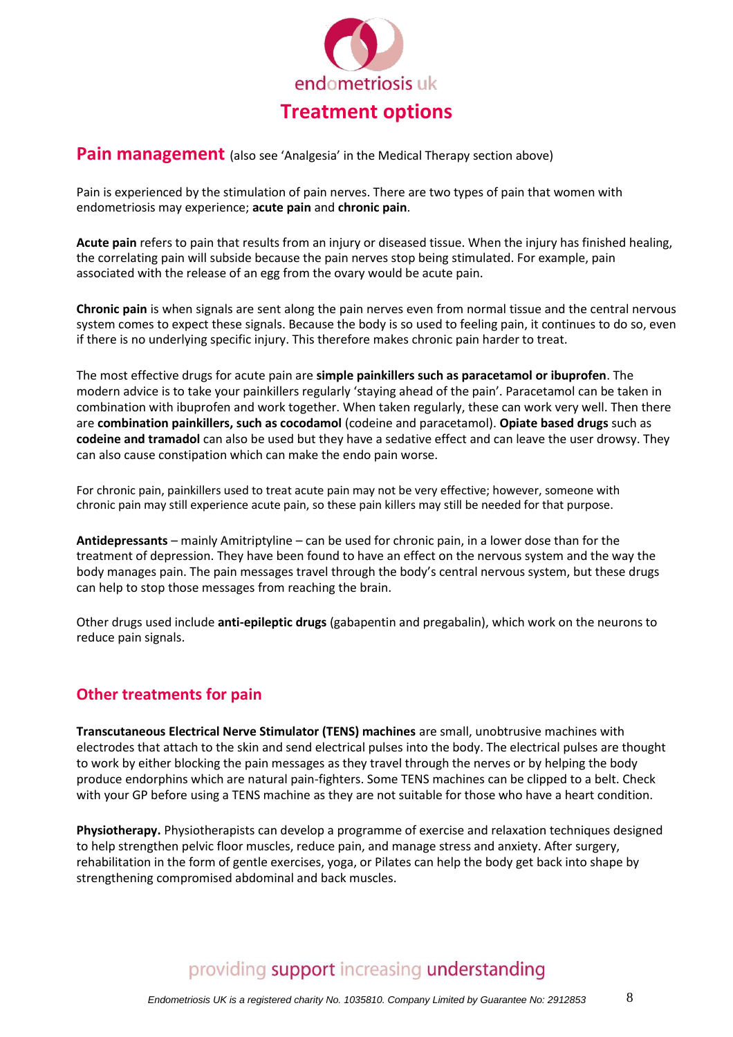# Treatment options

## Pain management (also see 'Analgesia' in the Medical Therapy section above)

Pain is experienced by the stimulation of pain nerves. There are two types of pain that women with endometriosis may experience; **acute pain** and **chronic pain**.

**Acute pain** refers to pain that results from an injury or diseased tissue. When the injury has finished healing, the correlating pain will subside because the pain nerves stop being stimulated. For example, pain associated with the release of an egg from the ovary would be acute pain.

**Chronic pain** is when signals are sent along the pain nerves even from normal tissue and the central nervous system comes to expect these signals. Because the body is so used to feeling pain, it continues to do so, even if there is no underlying specific injury. This therefore makes chronic pain harder to treat.

The most effective drugs for acute pain are **simple painkillers such as paracetamol or ibuprofen**. The modern advice is to take your painkillers regularly 'staying ahead of the pain'. Paracetamol can be taken in combination with ibuprofen and work together. When taken regularly, these can work very well. Then there are **combination painkillers, such as cocodamol** (codeine and paracetamol). **Opiate based drugs** such as **codeine and tramadol** can also be used but they have a sedative effect and can leave the user drowsy. They can also cause constipation which can make the endo pain worse.

For chronic pain, painkillers used to treat acute pain may not be very effective; however, someone with chronic pain may still experience acute pain, so these pain killers may still be needed for that purpose.

**Antidepressants** – mainly Amitriptyline – can be used for chronic pain, in a lower dose than for the treatment of depression. They have been found to have an effect on the nervous system and the way the body manages pain. The pain messages travel through the body's central nervous system, but these drugs can help to stop those messages from reaching the brain.

Other drugs used include **anti-epileptic drugs** (gabapentin and pregabalin), which work on the neurons to reduce pain signals.

## Other treatments for pain

**Transcutaneous Electrical Nerve Stimulator (TENS) machines** are small, unobtrusive machines with electrodes that attach to the skin and send electrical pulses into the body. The electrical pulses are thought to work by either blocking the pain messages as they travel through the nerves or by helping the body produce endorphins which are natural pain-fighters. Some TENS machines can be clipped to a belt. Check with your GP before using a TENS machine as they are not suitable for those who have a heart condition.

**Physiotherapy.** Physiotherapists can develop a programme of exercise and relaxation techniques designed to help strengthen pelvic floor muscles, reduce pain, and manage stress and anxiety. After surgery, rehabilitation in the form of gentle exercises, yoga, or Pilates can help the body get back into shape by strengthening compromised abdominal and back muscles.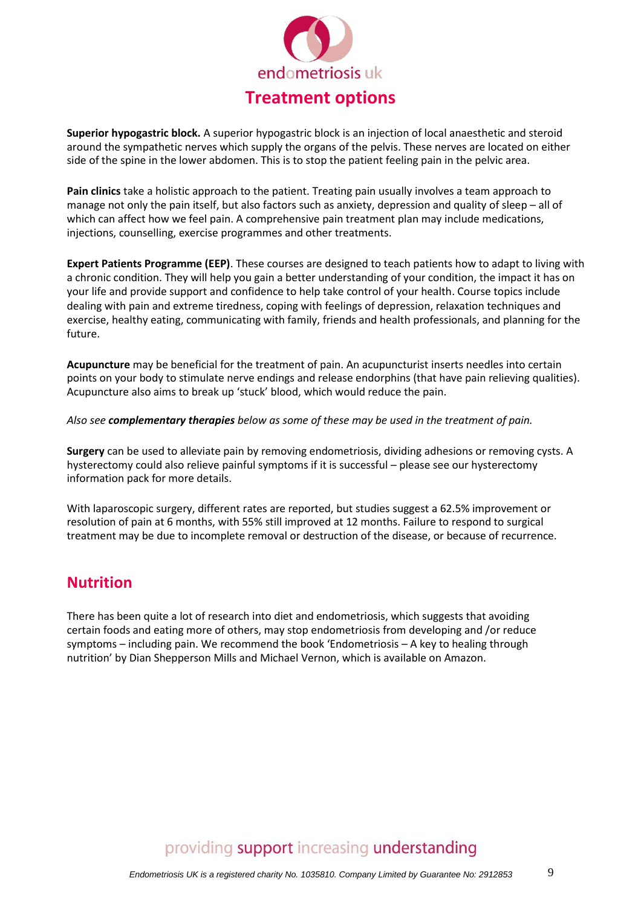# Treatment options

**Superior hypogastric block.** A superior hypogastric block is an injection of local anaesthetic and steroid around the sympathetic nerves which supply the organs of the pelvis. These nerves are located on either side of the spine in the lower abdomen. This is to stop the patient feeling pain in the pelvic area.

**Pain clinics** take a holistic approach to the patient. Treating pain usually involves a team approach to manage not only the pain itself, but also factors such as anxiety, depression and quality of sleep – all of which can affect how we feel pain. A comprehensive pain treatment plan may include medications, injections, counselling, exercise programmes and other treatments.

**Expert Patients Programme (EEP)**. These courses are designed to teach patients how to adapt to living with a chronic condition. They will help you gain a better understanding of your condition, the impact it has on your life and provide support and confidence to help take control of your health. Course topics include dealing with pain and extreme tiredness, coping with feelings of depression, relaxation techniques and exercise, healthy eating, communicating with family, friends and health professionals, and planning for the future.

**Acupuncture** may be beneficial for the treatment of pain. An acupuncturist inserts needles into certain points on your body to stimulate nerve endings and release endorphins (that have pain relieving qualities). Acupuncture also aims to break up 'stuck' blood, which would reduce the pain.

*Also see **complementary therapies** below as some of these may be used in the treatment of pain.*

**Surgery** can be used to alleviate pain by removing endometriosis, dividing adhesions or removing cysts. A hysterectomy could also relieve painful symptoms if it is successful – please see our hysterectomy information pack for more details.

With laparoscopic surgery, different rates are reported, but studies suggest a 62.5% improvement or resolution of pain at 6 months, with 55% still improved at 12 months. Failure to respond to surgical treatment may be due to incomplete removal or destruction of the disease, or because of recurrence.

## Nutrition

There has been quite a lot of research into diet and endometriosis, which suggests that avoiding certain foods and eating more of others, may stop endometriosis from developing and /or reduce symptoms – including pain. We recommend the book 'Endometriosis – A key to healing through nutrition' by Dian Shepperson Mills and Michael Vernon, which is available on Amazon.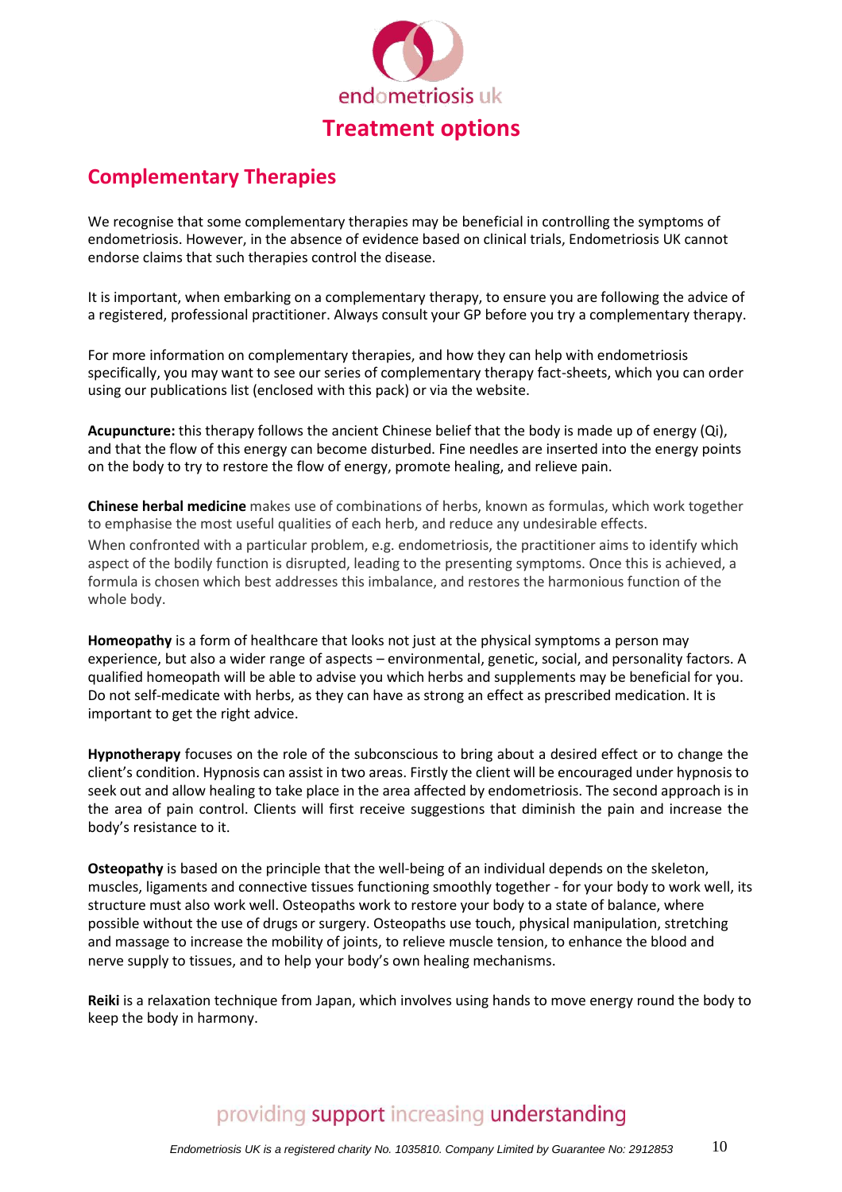# Treatment options

## Complementary Therapies

We recognise that some complementary therapies may be beneficial in controlling the symptoms of endometriosis. However, in the absence of evidence based on clinical trials, Endometriosis UK cannot endorse claims that such therapies control the disease.

It is important, when embarking on a complementary therapy, to ensure you are following the advice of a registered, professional practitioner. Always consult your GP before you try a complementary therapy.

For more information on complementary therapies, and how they can help with endometriosis specifically, you may want to see our series of complementary therapy fact-sheets, which you can order using our publications list (enclosed with this pack) or via the website.

**Acupuncture:** this therapy follows the ancient Chinese belief that the body is made up of energy (Qi), and that the flow of this energy can become disturbed. Fine needles are inserted into the energy points on the body to try to restore the flow of energy, promote healing, and relieve pain.

**Chinese herbal medicine** makes use of combinations of herbs, known as formulas, which work together to emphasise the most useful qualities of each herb, and reduce any undesirable effects.

When confronted with a particular problem, e.g. endometriosis, the practitioner aims to identify which aspect of the bodily function is disrupted, leading to the presenting symptoms. Once this is achieved, a formula is chosen which best addresses this imbalance, and restores the harmonious function of the whole body.

**Homeopathy** is a form of healthcare that looks not just at the physical symptoms a person may experience, but also a wider range of aspects – environmental, genetic, social, and personality factors. A qualified homeopath will be able to advise you which herbs and supplements may be beneficial for you. Do not self-medicate with herbs, as they can have as strong an effect as prescribed medication. It is important to get the right advice.

**Hypnotherapy** focuses on the role of the subconscious to bring about a desired effect or to change the client's condition. Hypnosis can assist in two areas. Firstly the client will be encouraged under hypnosis to seek out and allow healing to take place in the area affected by endometriosis. The second approach is in the area of pain control. Clients will first receive suggestions that diminish the pain and increase the body's resistance to it.

**Osteopathy** is based on the principle that the well-being of an individual depends on the skeleton, muscles, ligaments and connective tissues functioning smoothly together - for your body to work well, its structure must also work well. Osteopaths work to restore your body to a state of balance, where possible without the use of drugs or surgery. Osteopaths use touch, physical manipulation, stretching and massage to increase the mobility of joints, to relieve muscle tension, to enhance the blood and nerve supply to tissues, and to help your body's own healing mechanisms.

**Reiki** is a relaxation technique from Japan, which involves using hands to move energy round the body to keep the body in harmony.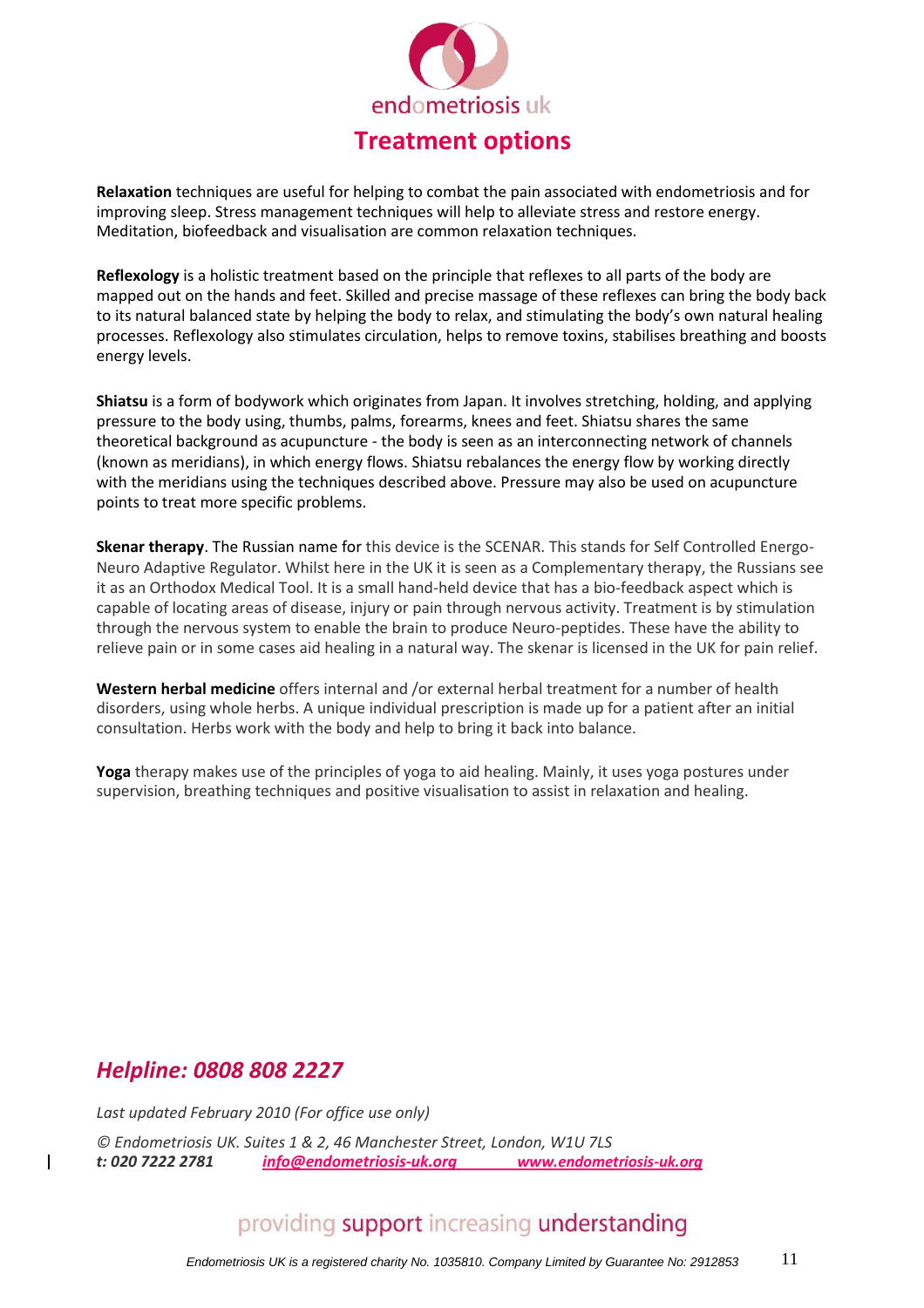endometriosis uk

# Treatment options

**Relaxation** techniques are useful for helping to combat the pain associated with endometriosis and for improving sleep. Stress management techniques will help to alleviate stress and restore energy. Meditation, biofeedback and visualisation are common relaxation techniques.

**Reflexology** is a holistic treatment based on the principle that reflexes to all parts of the body are mapped out on the hands and feet. Skilled and precise massage of these reflexes can bring the body back to its natural balanced state by helping the body to relax, and stimulating the body's own natural healing processes. Reflexology also stimulates circulation, helps to remove toxins, stabilises breathing and boosts energy levels.

**Shiatsu** is a form of bodywork which originates from Japan. It involves stretching, holding, and applying pressure to the body using, thumbs, palms, forearms, knees and feet. Shiatsu shares the same theoretical background as acupuncture - the body is seen as an interconnecting network of channels (known as meridians), in which energy flows. Shiatsu rebalances the energy flow by working directly with the meridians using the techniques described above. Pressure may also be used on acupuncture points to treat more specific problems.

**Skenar therapy**. The Russian name for this device is the SCENAR. This stands for Self Controlled Energo-Neuro Adaptive Regulator. Whilst here in the UK it is seen as a Complementary therapy, the Russians see it as an Orthodox Medical Tool. It is a small hand-held device that has a bio-feedback aspect which is capable of locating areas of disease, injury or pain through nervous activity. Treatment is by stimulation through the nervous system to enable the brain to produce Neuro-peptides. These have the ability to relieve pain or in some cases aid healing in a natural way. The skenar is licensed in the UK for pain relief.

**Western herbal medicine** offers internal and /or external herbal treatment for a number of health disorders, using whole herbs. A unique individual prescription is made up for a patient after an initial consultation. Herbs work with the body and help to bring it back into balance.

**Yoga** therapy makes use of the principles of yoga to aid healing. Mainly, it uses yoga postures under supervision, breathing techniques and positive visualisation to assist in relaxation and healing.

## *Helpline: 0808 808 2227*

*Last updated February 2010 (For office use only)*

*© Endometriosis UK. Suites 1 & 2, 46 Manchester Street, London, W1U 7LS*
***t: 020 7222 2781*** ***info@endometriosis-uk.org*** ***www.endometriosis-uk.org***

providing support increasing understanding

*Endometriosis UK is a registered charity No. 1035810. Company Limited by Guarantee No: 2912853*